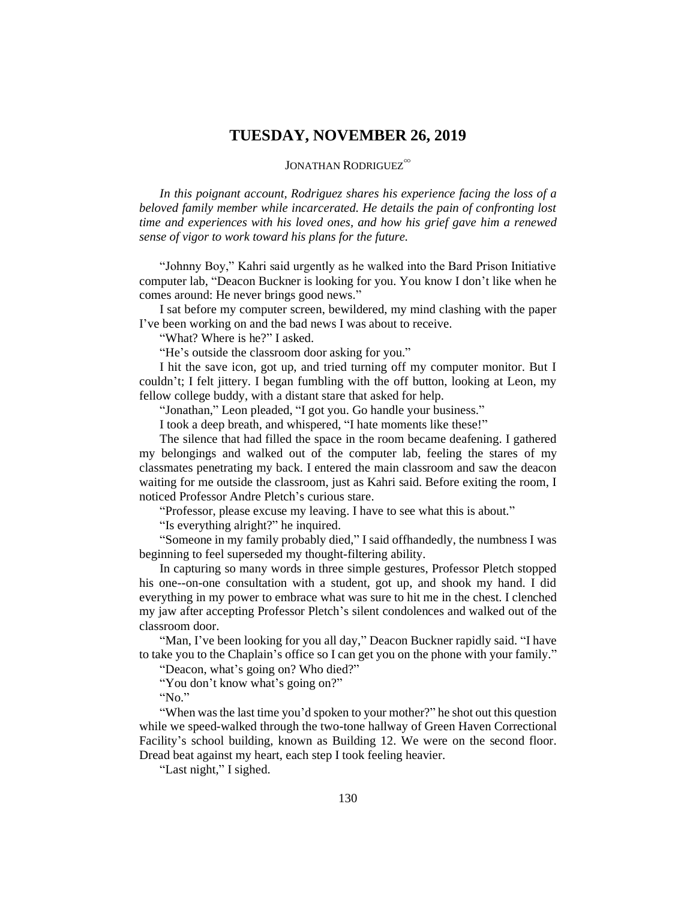# TUESDAY, NOVEMBER 26, 2019

JONATHAN RODRIGUEZ[∞]

*In this poignant account, Rodriguez shares his experience facing the loss of a beloved family member while incarcerated. He details the pain of confronting lost time and experiences with his loved ones, and how his grief gave him a renewed sense of vigor to work toward his plans for the future.*

"Johnny Boy," Kahri said urgently as he walked into the Bard Prison Initiative computer lab, "Deacon Buckner is looking for you. You know I don't like when he comes around: He never brings good news."

I sat before my computer screen, bewildered, my mind clashing with the paper I've been working on and the bad news I was about to receive.

"What? Where is he?" I asked.

"He's outside the classroom door asking for you."

I hit the save icon, got up, and tried turning off my computer monitor. But I couldn't; I felt jittery. I began fumbling with the off button, looking at Leon, my fellow college buddy, with a distant stare that asked for help.

"Jonathan," Leon pleaded, "I got you. Go handle your business."

I took a deep breath, and whispered, "I hate moments like these!"

The silence that had filled the space in the room became deafening. I gathered my belongings and walked out of the computer lab, feeling the stares of my classmates penetrating my back. I entered the main classroom and saw the deacon waiting for me outside the classroom, just as Kahri said. Before exiting the room, I noticed Professor Andre Pletch's curious stare.

"Professor, please excuse my leaving. I have to see what this is about."

"Is everything alright?" he inquired.

"Someone in my family probably died," I said offhandedly, the numbness I was beginning to feel superseded my thought-filtering ability.

In capturing so many words in three simple gestures, Professor Pletch stopped his one--on-one consultation with a student, got up, and shook my hand. I did everything in my power to embrace what was sure to hit me in the chest. I clenched my jaw after accepting Professor Pletch's silent condolences and walked out of the classroom door.

"Man, I've been looking for you all day," Deacon Buckner rapidly said. "I have to take you to the Chaplain's office so I can get you on the phone with your family."

"Deacon, what's going on? Who died?"

"You don't know what's going on?"

"No."

"When was the last time you'd spoken to your mother?" he shot out this question while we speed-walked through the two-tone hallway of Green Haven Correctional Facility's school building, known as Building 12. We were on the second floor. Dread beat against my heart, each step I took feeling heavier.

"Last night," I sighed.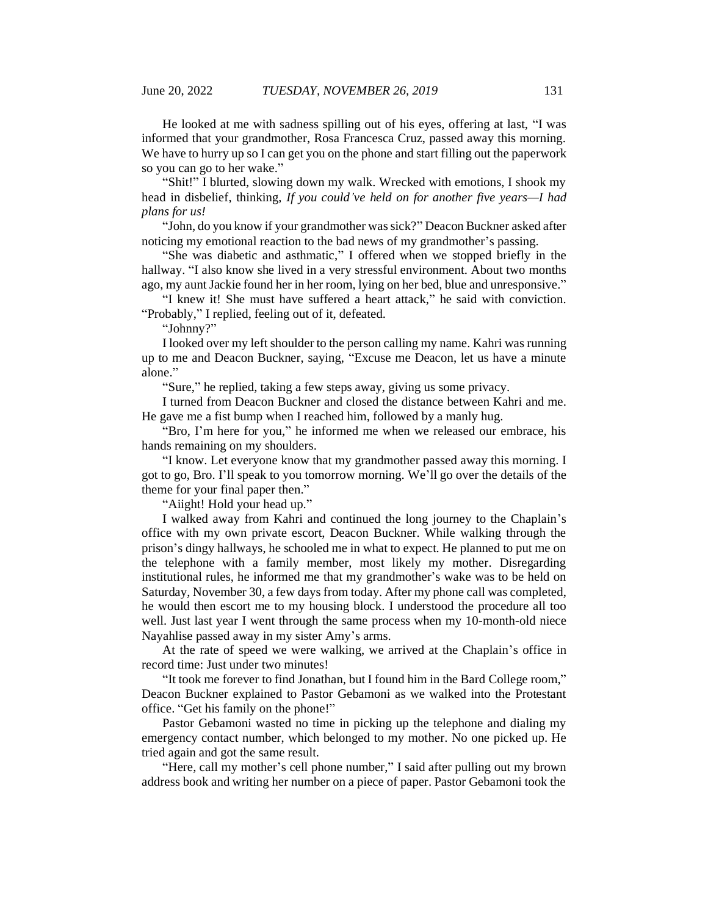He looked at me with sadness spilling out of his eyes, offering at last, "I was informed that your grandmother, Rosa Francesca Cruz, passed away this morning. We have to hurry up so I can get you on the phone and start filling out the paperwork so you can go to her wake."

"Shit!" I blurted, slowing down my walk. Wrecked with emotions, I shook my head in disbelief, thinking, *If you could've held on for another five years—I had plans for us!*

"John, do you know if your grandmother was sick?" Deacon Buckner asked after noticing my emotional reaction to the bad news of my grandmother's passing.

"She was diabetic and asthmatic," I offered when we stopped briefly in the hallway. "I also know she lived in a very stressful environment. About two months ago, my aunt Jackie found her in her room, lying on her bed, blue and unresponsive."

"I knew it! She must have suffered a heart attack," he said with conviction. "Probably," I replied, feeling out of it, defeated.

"Johnny?"

I looked over my left shoulder to the person calling my name. Kahri was running up to me and Deacon Buckner, saying, "Excuse me Deacon, let us have a minute alone."

"Sure," he replied, taking a few steps away, giving us some privacy.

I turned from Deacon Buckner and closed the distance between Kahri and me. He gave me a fist bump when I reached him, followed by a manly hug.

"Bro, I'm here for you," he informed me when we released our embrace, his hands remaining on my shoulders.

"I know. Let everyone know that my grandmother passed away this morning. I got to go, Bro. I'll speak to you tomorrow morning. We'll go over the details of the theme for your final paper then."

"Aiight! Hold your head up."

I walked away from Kahri and continued the long journey to the Chaplain's office with my own private escort, Deacon Buckner. While walking through the prison's dingy hallways, he schooled me in what to expect. He planned to put me on the telephone with a family member, most likely my mother. Disregarding institutional rules, he informed me that my grandmother's wake was to be held on Saturday, November 30, a few days from today. After my phone call was completed, he would then escort me to my housing block. I understood the procedure all too well. Just last year I went through the same process when my 10-month-old niece Nayahlise passed away in my sister Amy's arms.

At the rate of speed we were walking, we arrived at the Chaplain's office in record time: Just under two minutes!

"It took me forever to find Jonathan, but I found him in the Bard College room," Deacon Buckner explained to Pastor Gebamoni as we walked into the Protestant office. "Get his family on the phone!"

Pastor Gebamoni wasted no time in picking up the telephone and dialing my emergency contact number, which belonged to my mother. No one picked up. He tried again and got the same result.

"Here, call my mother's cell phone number," I said after pulling out my brown address book and writing her number on a piece of paper. Pastor Gebamoni took the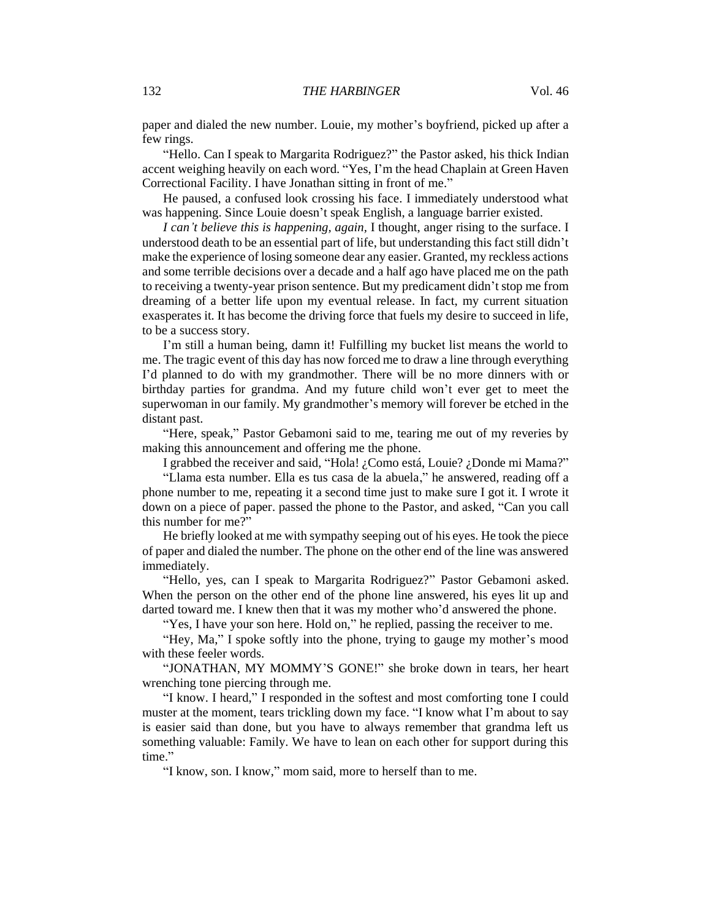paper and dialed the new number. Louie, my mother's boyfriend, picked up after a few rings.

"Hello. Can I speak to Margarita Rodriguez?" the Pastor asked, his thick Indian accent weighing heavily on each word. "Yes, I'm the head Chaplain at Green Haven Correctional Facility. I have Jonathan sitting in front of me."

He paused, a confused look crossing his face. I immediately understood what was happening. Since Louie doesn't speak English, a language barrier existed.

*I can't believe this is happening, again,* I thought, anger rising to the surface. I understood death to be an essential part of life, but understanding this fact still didn't make the experience of losing someone dear any easier. Granted, my reckless actions and some terrible decisions over a decade and a half ago have placed me on the path to receiving a twenty-year prison sentence. But my predicament didn't stop me from dreaming of a better life upon my eventual release. In fact, my current situation exasperates it. It has become the driving force that fuels my desire to succeed in life, to be a success story.

I'm still a human being, damn it! Fulfilling my bucket list means the world to me. The tragic event of this day has now forced me to draw a line through everything I'd planned to do with my grandmother. There will be no more dinners with or birthday parties for grandma. And my future child won't ever get to meet the superwoman in our family. My grandmother's memory will forever be etched in the distant past.

"Here, speak," Pastor Gebamoni said to me, tearing me out of my reveries by making this announcement and offering me the phone.

I grabbed the receiver and said, "Hola! ¿Como está, Louie? ¿Donde mi Mama?"

"Llama esta number. Ella es tus casa de la abuela," he answered, reading off a phone number to me, repeating it a second time just to make sure I got it. I wrote it down on a piece of paper. passed the phone to the Pastor, and asked, "Can you call this number for me?"

He briefly looked at me with sympathy seeping out of his eyes. He took the piece of paper and dialed the number. The phone on the other end of the line was answered immediately.

"Hello, yes, can I speak to Margarita Rodriguez?" Pastor Gebamoni asked. When the person on the other end of the phone line answered, his eyes lit up and darted toward me. I knew then that it was my mother who'd answered the phone.

"Yes, I have your son here. Hold on," he replied, passing the receiver to me.

"Hey, Ma," I spoke softly into the phone, trying to gauge my mother's mood with these feeler words.

"JONATHAN, MY MOMMY'S GONE!" she broke down in tears, her heart wrenching tone piercing through me.

"I know. I heard," I responded in the softest and most comforting tone I could muster at the moment, tears trickling down my face. "I know what I'm about to say is easier said than done, but you have to always remember that grandma left us something valuable: Family. We have to lean on each other for support during this time."

"I know, son. I know," mom said, more to herself than to me.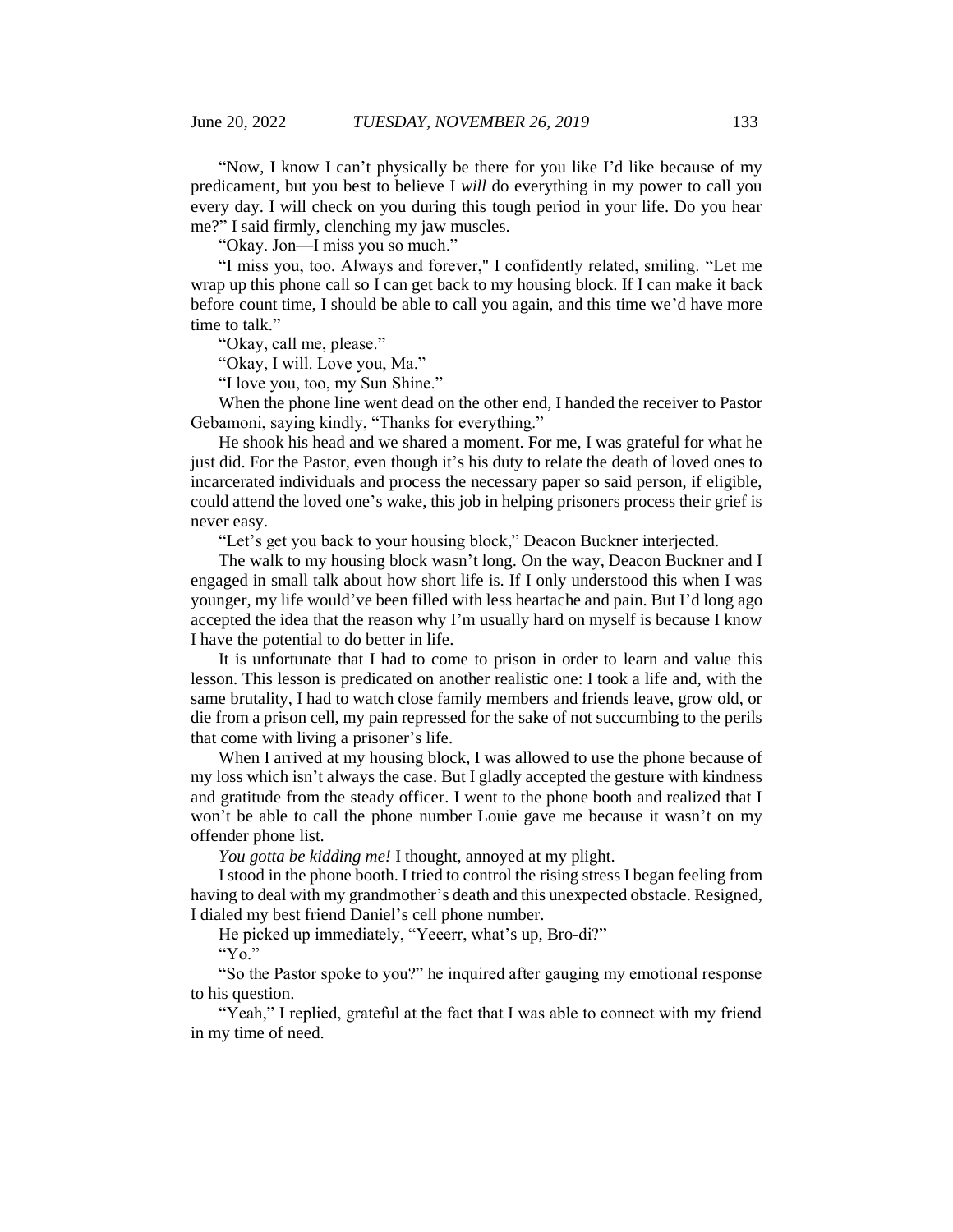"Now, I know I can't physically be there for you like I'd like because of my predicament, but you best to believe I *will* do everything in my power to call you every day. I will check on you during this tough period in your life. Do you hear me?" I said firmly, clenching my jaw muscles.

"Okay. Jon—I miss you so much."

"I miss you, too. Always and forever," I confidently related, smiling. "Let me wrap up this phone call so I can get back to my housing block. If I can make it back before count time, I should be able to call you again, and this time we'd have more time to talk."

"Okay, call me, please."

"Okay, I will. Love you, Ma."

"I love you, too, my Sun Shine."

When the phone line went dead on the other end, I handed the receiver to Pastor Gebamoni, saying kindly, "Thanks for everything."

He shook his head and we shared a moment. For me, I was grateful for what he just did. For the Pastor, even though it's his duty to relate the death of loved ones to incarcerated individuals and process the necessary paper so said person, if eligible, could attend the loved one's wake, this job in helping prisoners process their grief is never easy.

"Let's get you back to your housing block," Deacon Buckner interjected.

The walk to my housing block wasn't long. On the way, Deacon Buckner and I engaged in small talk about how short life is. If I only understood this when I was younger, my life would've been filled with less heartache and pain. But I'd long ago accepted the idea that the reason why I'm usually hard on myself is because I know I have the potential to do better in life.

It is unfortunate that I had to come to prison in order to learn and value this lesson. This lesson is predicated on another realistic one: I took a life and, with the same brutality, I had to watch close family members and friends leave, grow old, or die from a prison cell, my pain repressed for the sake of not succumbing to the perils that come with living a prisoner's life.

When I arrived at my housing block, I was allowed to use the phone because of my loss which isn't always the case. But I gladly accepted the gesture with kindness and gratitude from the steady officer. I went to the phone booth and realized that I won't be able to call the phone number Louie gave me because it wasn't on my offender phone list.

*You gotta be kidding me!* I thought, annoyed at my plight.

I stood in the phone booth. I tried to control the rising stress I began feeling from having to deal with my grandmother's death and this unexpected obstacle. Resigned, I dialed my best friend Daniel's cell phone number.

He picked up immediately, "Yeeerr, what's up, Bro-di?"

"Yo."

"So the Pastor spoke to you?" he inquired after gauging my emotional response to his question.

"Yeah," I replied, grateful at the fact that I was able to connect with my friend in my time of need.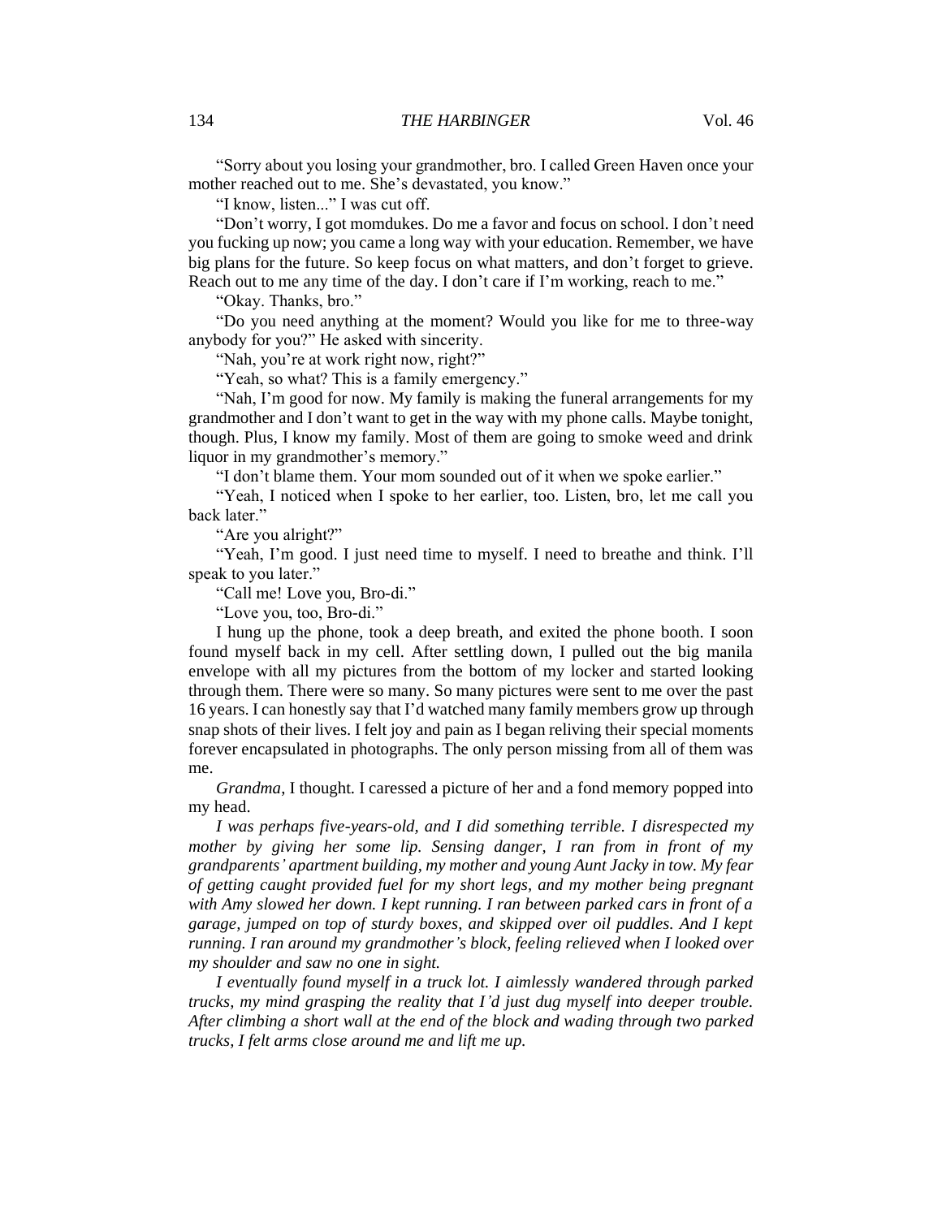"Sorry about you losing your grandmother, bro. I called Green Haven once your mother reached out to me. She's devastated, you know."

"I know, listen..." I was cut off.

"Don't worry, I got momdukes. Do me a favor and focus on school. I don't need you fucking up now; you came a long way with your education. Remember, we have big plans for the future. So keep focus on what matters, and don't forget to grieve. Reach out to me any time of the day. I don't care if I'm working, reach to me."

"Okay. Thanks, bro."

"Do you need anything at the moment? Would you like for me to three-way anybody for you?" He asked with sincerity.

"Nah, you're at work right now, right?"

"Yeah, so what? This is a family emergency."

"Nah, I'm good for now. My family is making the funeral arrangements for my grandmother and I don't want to get in the way with my phone calls. Maybe tonight, though. Plus, I know my family. Most of them are going to smoke weed and drink liquor in my grandmother's memory."

"I don't blame them. Your mom sounded out of it when we spoke earlier."

"Yeah, I noticed when I spoke to her earlier, too. Listen, bro, let me call you back later."

"Are you alright?"

"Yeah, I'm good. I just need time to myself. I need to breathe and think. I'll speak to you later."

"Call me! Love you, Bro-di."

"Love you, too, Bro-di."

I hung up the phone, took a deep breath, and exited the phone booth. I soon found myself back in my cell. After settling down, I pulled out the big manila envelope with all my pictures from the bottom of my locker and started looking through them. There were so many. So many pictures were sent to me over the past 16 years. I can honestly say that I'd watched many family members grow up through snap shots of their lives. I felt joy and pain as I began reliving their special moments forever encapsulated in photographs. The only person missing from all of them was me.

*Grandma*, I thought. I caressed a picture of her and a fond memory popped into my head.

*I was perhaps five-years-old, and I did something terrible. I disrespected my mother by giving her some lip. Sensing danger, I ran from in front of my grandparents' apartment building, my mother and young Aunt Jacky in tow. My fear of getting caught provided fuel for my short legs, and my mother being pregnant with Amy slowed her down. I kept running. I ran between parked cars in front of a garage, jumped on top of sturdy boxes, and skipped over oil puddles. And I kept running. I ran around my grandmother's block, feeling relieved when I looked over my shoulder and saw no one in sight.*

*I eventually found myself in a truck lot. I aimlessly wandered through parked trucks, my mind grasping the reality that I'd just dug myself into deeper trouble. After climbing a short wall at the end of the block and wading through two parked trucks, I felt arms close around me and lift me up.*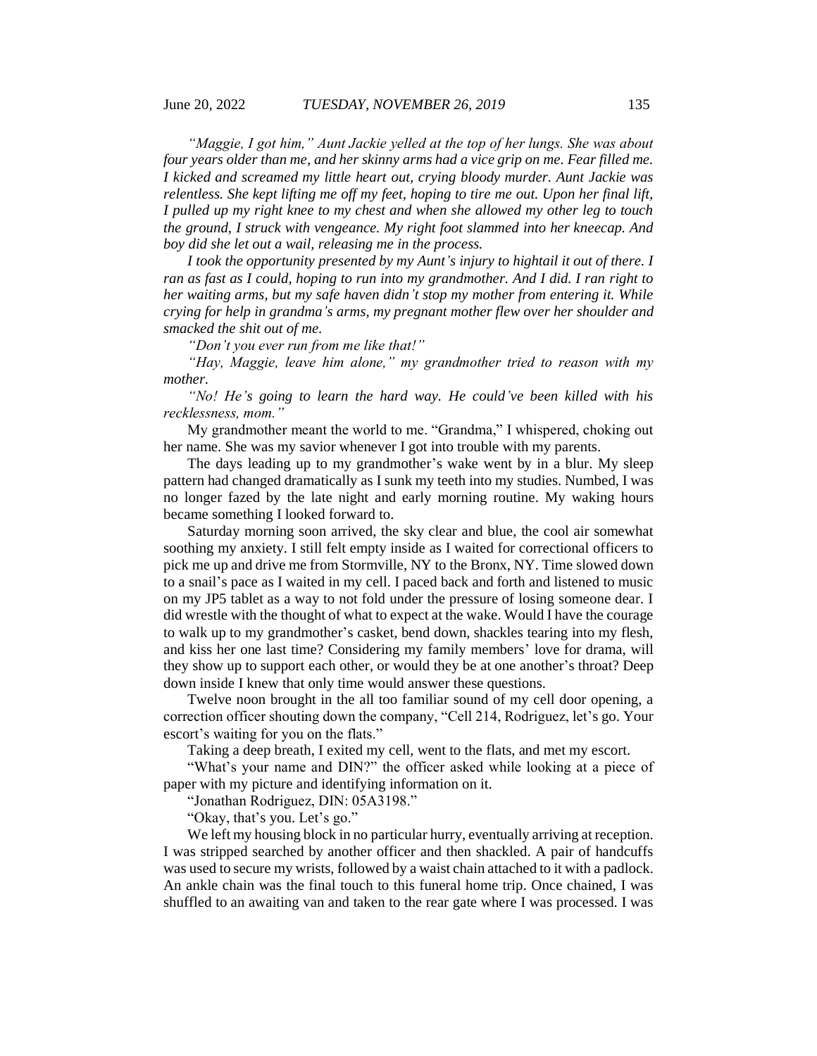*"Maggie, I got him," Aunt Jackie yelled at the top of her lungs. She was about four years older than me, and her skinny arms had a vice grip on me. Fear filled me. I kicked and screamed my little heart out, crying bloody murder. Aunt Jackie was relentless. She kept lifting me off my feet, hoping to tire me out. Upon her final lift, I pulled up my right knee to my chest and when she allowed my other leg to touch the ground, I struck with vengeance. My right foot slammed into her kneecap. And boy did she let out a wail, releasing me in the process.*

*I took the opportunity presented by my Aunt's injury to hightail it out of there. I ran as fast as I could, hoping to run into my grandmother. And I did. I ran right to her waiting arms, but my safe haven didn't stop my mother from entering it. While crying for help in grandma's arms, my pregnant mother flew over her shoulder and smacked the shit out of me.*

*"Don't you ever run from me like that!"*

*"Hay, Maggie, leave him alone," my grandmother tried to reason with my mother.*

*"No! He's going to learn the hard way. He could've been killed with his recklessness, mom."*

My grandmother meant the world to me. "Grandma," I whispered, choking out her name. She was my savior whenever I got into trouble with my parents.

The days leading up to my grandmother's wake went by in a blur. My sleep pattern had changed dramatically as I sunk my teeth into my studies. Numbed, I was no longer fazed by the late night and early morning routine. My waking hours became something I looked forward to.

Saturday morning soon arrived, the sky clear and blue, the cool air somewhat soothing my anxiety. I still felt empty inside as I waited for correctional officers to pick me up and drive me from Stormville, NY to the Bronx, NY. Time slowed down to a snail's pace as I waited in my cell. I paced back and forth and listened to music on my JP5 tablet as a way to not fold under the pressure of losing someone dear. I did wrestle with the thought of what to expect at the wake. Would I have the courage to walk up to my grandmother's casket, bend down, shackles tearing into my flesh, and kiss her one last time? Considering my family members' love for drama, will they show up to support each other, or would they be at one another's throat? Deep down inside I knew that only time would answer these questions.

Twelve noon brought in the all too familiar sound of my cell door opening, a correction officer shouting down the company, "Cell 214, Rodriguez, let's go. Your escort's waiting for you on the flats."

Taking a deep breath, I exited my cell, went to the flats, and met my escort.

"What's your name and DIN?" the officer asked while looking at a piece of paper with my picture and identifying information on it.

"Jonathan Rodriguez, DIN: 05A3198."

"Okay, that's you. Let's go."

We left my housing block in no particular hurry, eventually arriving at reception. I was stripped searched by another officer and then shackled. A pair of handcuffs was used to secure my wrists, followed by a waist chain attached to it with a padlock. An ankle chain was the final touch to this funeral home trip. Once chained, I was shuffled to an awaiting van and taken to the rear gate where I was processed. I was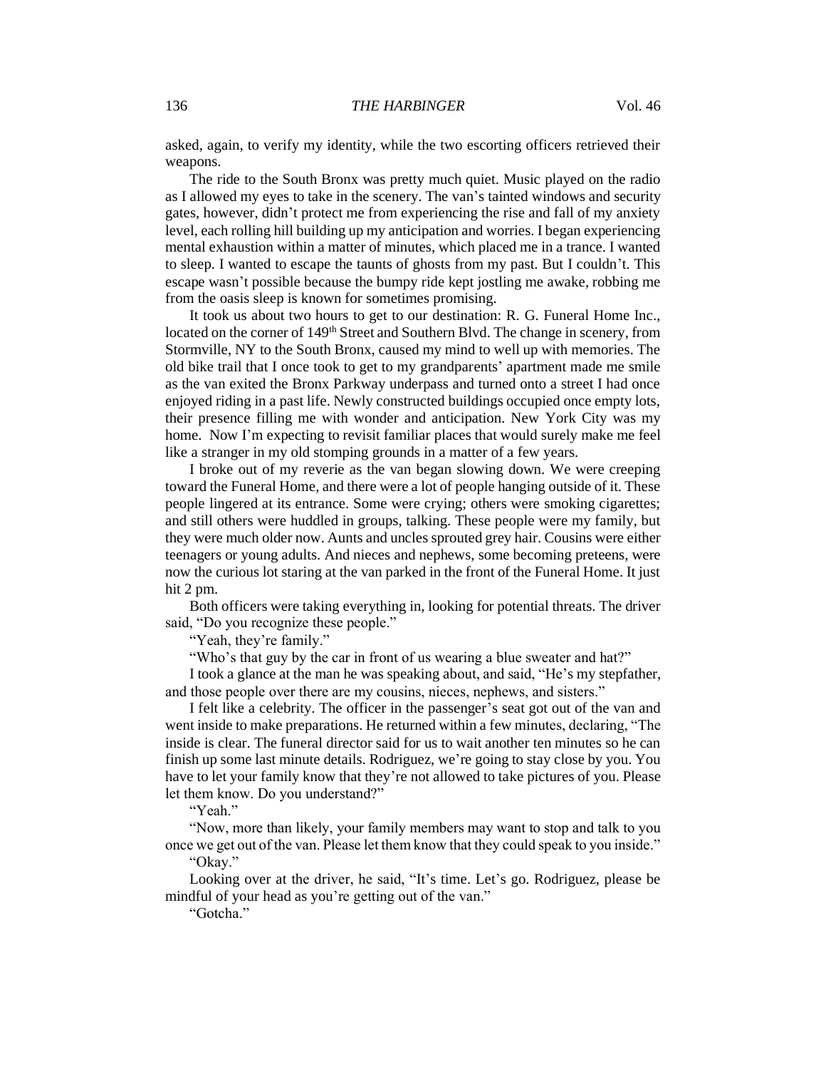asked, again, to verify my identity, while the two escorting officers retrieved their weapons.

The ride to the South Bronx was pretty much quiet. Music played on the radio as I allowed my eyes to take in the scenery. The van's tainted windows and security gates, however, didn't protect me from experiencing the rise and fall of my anxiety level, each rolling hill building up my anticipation and worries. I began experiencing mental exhaustion within a matter of minutes, which placed me in a trance. I wanted to sleep. I wanted to escape the taunts of ghosts from my past. But I couldn't. This escape wasn't possible because the bumpy ride kept jostling me awake, robbing me from the oasis sleep is known for sometimes promising.

It took us about two hours to get to our destination: R. G. Funeral Home Inc., located on the corner of 149th Street and Southern Blvd. The change in scenery, from Stormville, NY to the South Bronx, caused my mind to well up with memories. The old bike trail that I once took to get to my grandparents' apartment made me smile as the van exited the Bronx Parkway underpass and turned onto a street I had once enjoyed riding in a past life. Newly constructed buildings occupied once empty lots, their presence filling me with wonder and anticipation. New York City was my home. Now I'm expecting to revisit familiar places that would surely make me feel like a stranger in my old stomping grounds in a matter of a few years.

I broke out of my reverie as the van began slowing down. We were creeping toward the Funeral Home, and there were a lot of people hanging outside of it. These people lingered at its entrance. Some were crying; others were smoking cigarettes; and still others were huddled in groups, talking. These people were my family, but they were much older now. Aunts and uncles sprouted grey hair. Cousins were either teenagers or young adults. And nieces and nephews, some becoming preteens, were now the curious lot staring at the van parked in the front of the Funeral Home. It just hit 2 pm.

Both officers were taking everything in, looking for potential threats. The driver said, "Do you recognize these people."

"Yeah, they're family."

"Who's that guy by the car in front of us wearing a blue sweater and hat?"

I took a glance at the man he was speaking about, and said, "He's my stepfather, and those people over there are my cousins, nieces, nephews, and sisters."

I felt like a celebrity. The officer in the passenger's seat got out of the van and went inside to make preparations. He returned within a few minutes, declaring, "The inside is clear. The funeral director said for us to wait another ten minutes so he can finish up some last minute details. Rodriguez, we're going to stay close by you. You have to let your family know that they're not allowed to take pictures of you. Please let them know. Do you understand?"

"Yeah."

"Now, more than likely, your family members may want to stop and talk to you once we get out of the van. Please let them know that they could speak to you inside."

"Okay."

Looking over at the driver, he said, "It's time. Let's go. Rodriguez, please be mindful of your head as you're getting out of the van."

"Gotcha."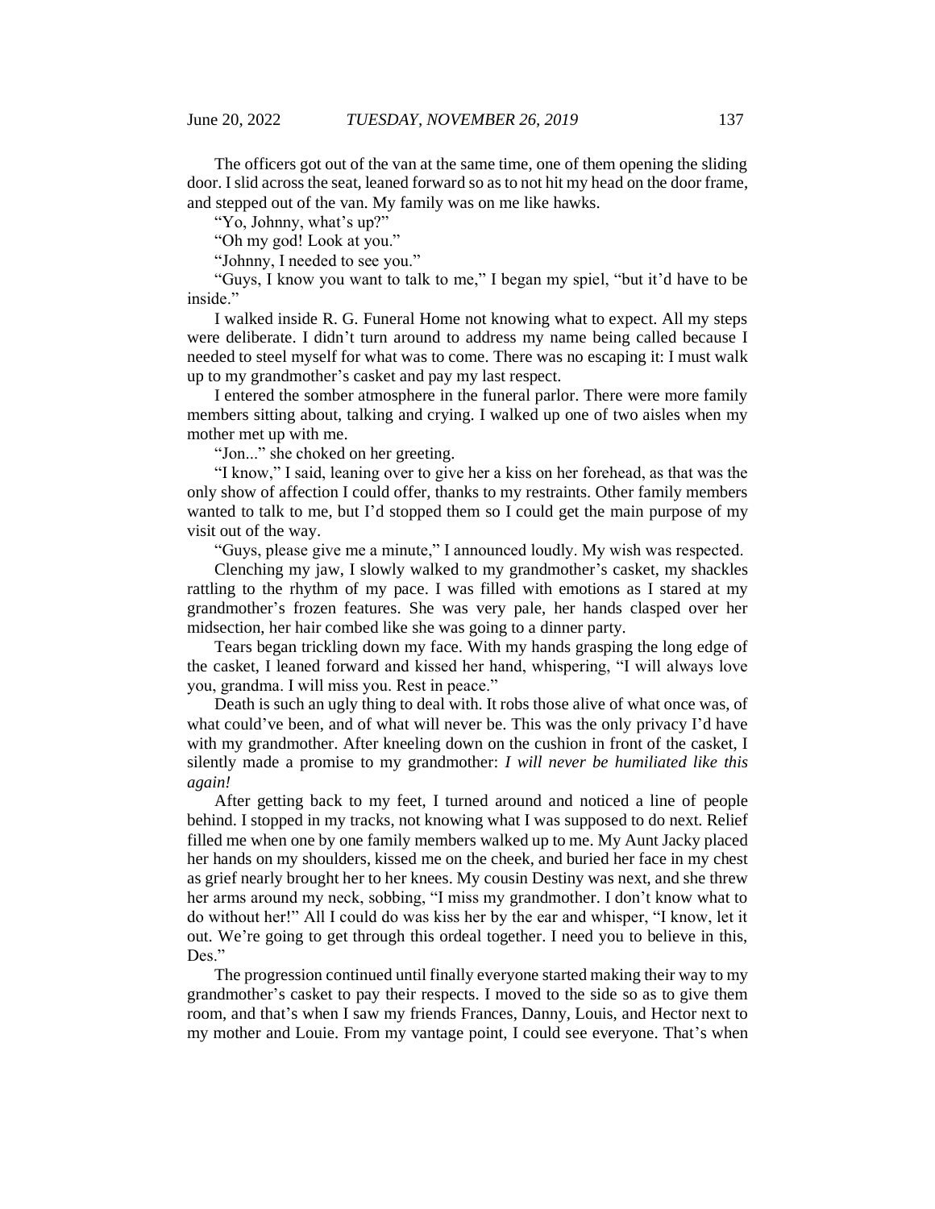The officers got out of the van at the same time, one of them opening the sliding door. I slid across the seat, leaned forward so as to not hit my head on the door frame, and stepped out of the van. My family was on me like hawks.

"Yo, Johnny, what's up?"

"Oh my god! Look at you."

"Johnny, I needed to see you."

"Guys, I know you want to talk to me," I began my spiel, "but it'd have to be inside."

I walked inside R. G. Funeral Home not knowing what to expect. All my steps were deliberate. I didn't turn around to address my name being called because I needed to steel myself for what was to come. There was no escaping it: I must walk up to my grandmother's casket and pay my last respect.

I entered the somber atmosphere in the funeral parlor. There were more family members sitting about, talking and crying. I walked up one of two aisles when my mother met up with me.

"Jon..." she choked on her greeting.

"I know," I said, leaning over to give her a kiss on her forehead, as that was the only show of affection I could offer, thanks to my restraints. Other family members wanted to talk to me, but I'd stopped them so I could get the main purpose of my visit out of the way.

"Guys, please give me a minute," I announced loudly. My wish was respected.

Clenching my jaw, I slowly walked to my grandmother's casket, my shackles rattling to the rhythm of my pace. I was filled with emotions as I stared at my grandmother's frozen features. She was very pale, her hands clasped over her midsection, her hair combed like she was going to a dinner party.

Tears began trickling down my face. With my hands grasping the long edge of the casket, I leaned forward and kissed her hand, whispering, "I will always love you, grandma. I will miss you. Rest in peace."

Death is such an ugly thing to deal with. It robs those alive of what once was, of what could've been, and of what will never be. This was the only privacy I'd have with my grandmother. After kneeling down on the cushion in front of the casket, I silently made a promise to my grandmother: *I will never be humiliated like this again!*

After getting back to my feet, I turned around and noticed a line of people behind. I stopped in my tracks, not knowing what I was supposed to do next. Relief filled me when one by one family members walked up to me. My Aunt Jacky placed her hands on my shoulders, kissed me on the cheek, and buried her face in my chest as grief nearly brought her to her knees. My cousin Destiny was next, and she threw her arms around my neck, sobbing, "I miss my grandmother. I don't know what to do without her!" All I could do was kiss her by the ear and whisper, "I know, let it out. We're going to get through this ordeal together. I need you to believe in this, Des."

The progression continued until finally everyone started making their way to my grandmother's casket to pay their respects. I moved to the side so as to give them room, and that's when I saw my friends Frances, Danny, Louis, and Hector next to my mother and Louie. From my vantage point, I could see everyone. That's when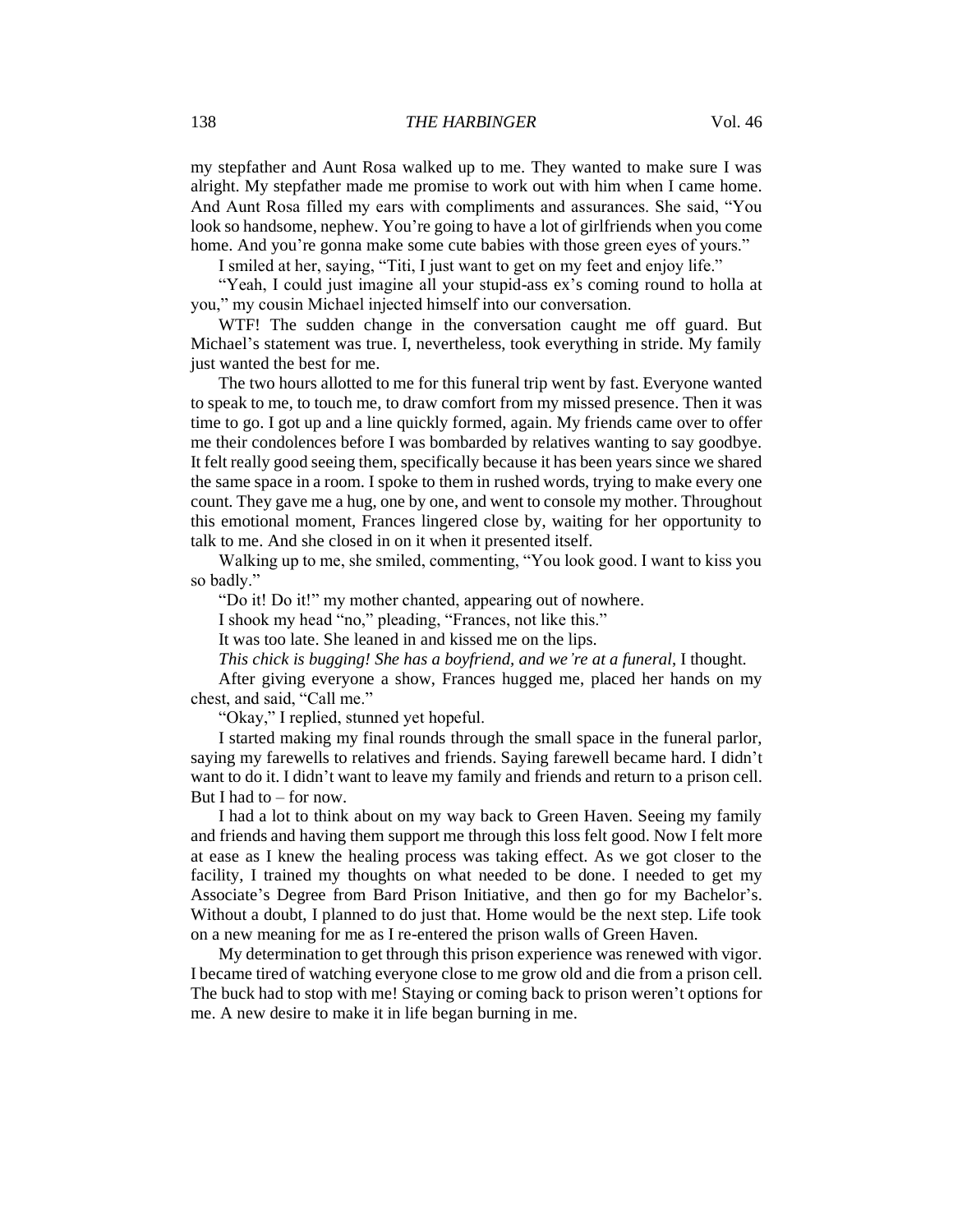my stepfather and Aunt Rosa walked up to me. They wanted to make sure I was alright. My stepfather made me promise to work out with him when I came home. And Aunt Rosa filled my ears with compliments and assurances. She said, "You look so handsome, nephew. You're going to have a lot of girlfriends when you come home. And you're gonna make some cute babies with those green eyes of yours."

I smiled at her, saying, "Titi, I just want to get on my feet and enjoy life."

"Yeah, I could just imagine all your stupid-ass ex's coming round to holla at you," my cousin Michael injected himself into our conversation.

WTF! The sudden change in the conversation caught me off guard. But Michael's statement was true. I, nevertheless, took everything in stride. My family just wanted the best for me.

The two hours allotted to me for this funeral trip went by fast. Everyone wanted to speak to me, to touch me, to draw comfort from my missed presence. Then it was time to go. I got up and a line quickly formed, again. My friends came over to offer me their condolences before I was bombarded by relatives wanting to say goodbye. It felt really good seeing them, specifically because it has been years since we shared the same space in a room. I spoke to them in rushed words, trying to make every one count. They gave me a hug, one by one, and went to console my mother. Throughout this emotional moment, Frances lingered close by, waiting for her opportunity to talk to me. And she closed in on it when it presented itself.

Walking up to me, she smiled, commenting, "You look good. I want to kiss you so badly."

"Do it! Do it!" my mother chanted, appearing out of nowhere.

I shook my head "no," pleading, "Frances, not like this."

It was too late. She leaned in and kissed me on the lips.

*This chick is bugging! She has a boyfriend, and we're at a funeral*, I thought.

After giving everyone a show, Frances hugged me, placed her hands on my chest, and said, "Call me."

"Okay," I replied, stunned yet hopeful.

I started making my final rounds through the small space in the funeral parlor, saying my farewells to relatives and friends. Saying farewell became hard. I didn't want to do it. I didn't want to leave my family and friends and return to a prison cell. But I had to – for now.

I had a lot to think about on my way back to Green Haven. Seeing my family and friends and having them support me through this loss felt good. Now I felt more at ease as I knew the healing process was taking effect. As we got closer to the facility, I trained my thoughts on what needed to be done. I needed to get my Associate's Degree from Bard Prison Initiative, and then go for my Bachelor's. Without a doubt, I planned to do just that. Home would be the next step. Life took on a new meaning for me as I re-entered the prison walls of Green Haven.

My determination to get through this prison experience was renewed with vigor. I became tired of watching everyone close to me grow old and die from a prison cell. The buck had to stop with me! Staying or coming back to prison weren't options for me. A new desire to make it in life began burning in me.